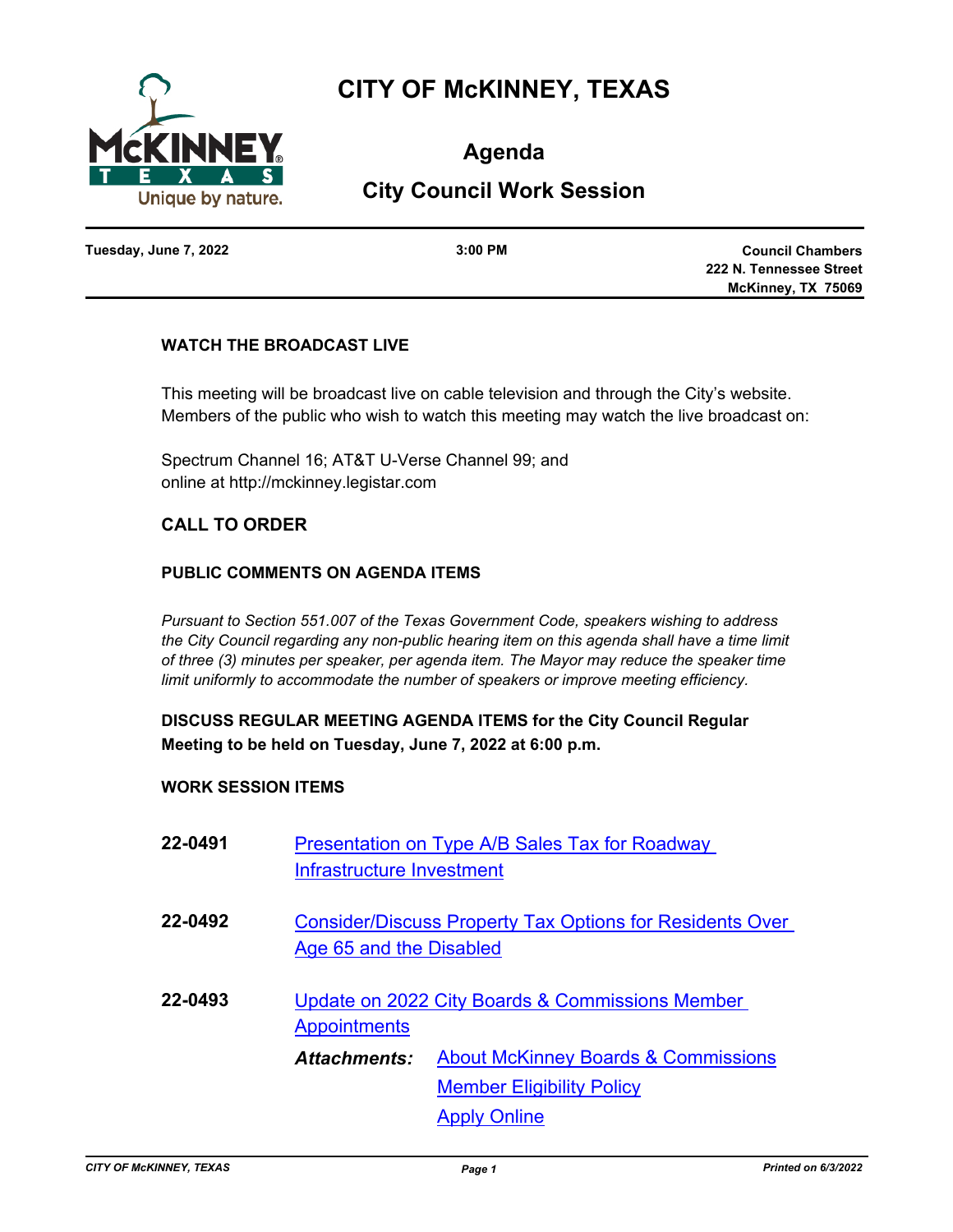# CITY OF McKINNEY, TEXAS

## Agenda

## City Council Work Session

**Tuesday, June 7, 2022** | **3:00 PM** | **Council Chambers**
**222 N. Tennessee Street**
**McKinney, TX 75069**

### WATCH THE BROADCAST LIVE

This meeting will be broadcast live on cable television and through the City's website. Members of the public who wish to watch this meeting may watch the live broadcast on:

Spectrum Channel 16; AT&T U-Verse Channel 99; and
online at http://mckinney.legistar.com

### CALL TO ORDER

### PUBLIC COMMENTS ON AGENDA ITEMS

*Pursuant to Section 551.007 of the Texas Government Code, speakers wishing to address the City Council regarding any non-public hearing item on this agenda shall have a time limit of three (3) minutes per speaker, per agenda item. The Mayor may reduce the speaker time limit uniformly to accommodate the number of speakers or improve meeting efficiency.*

**DISCUSS REGULAR MEETING AGENDA ITEMS for the City Council Regular Meeting to be held on Tuesday, June 7, 2022 at 6:00 p.m.**

### WORK SESSION ITEMS

**22-0491** Presentation on Type A/B Sales Tax for Roadway Infrastructure Investment

**22-0492** Consider/Discuss Property Tax Options for Residents Over Age 65 and the Disabled

**22-0493** Update on 2022 City Boards & Commissions Member Appointments

***Attachments:*** About McKinney Boards & Commissions
Member Eligibility Policy
Apply Online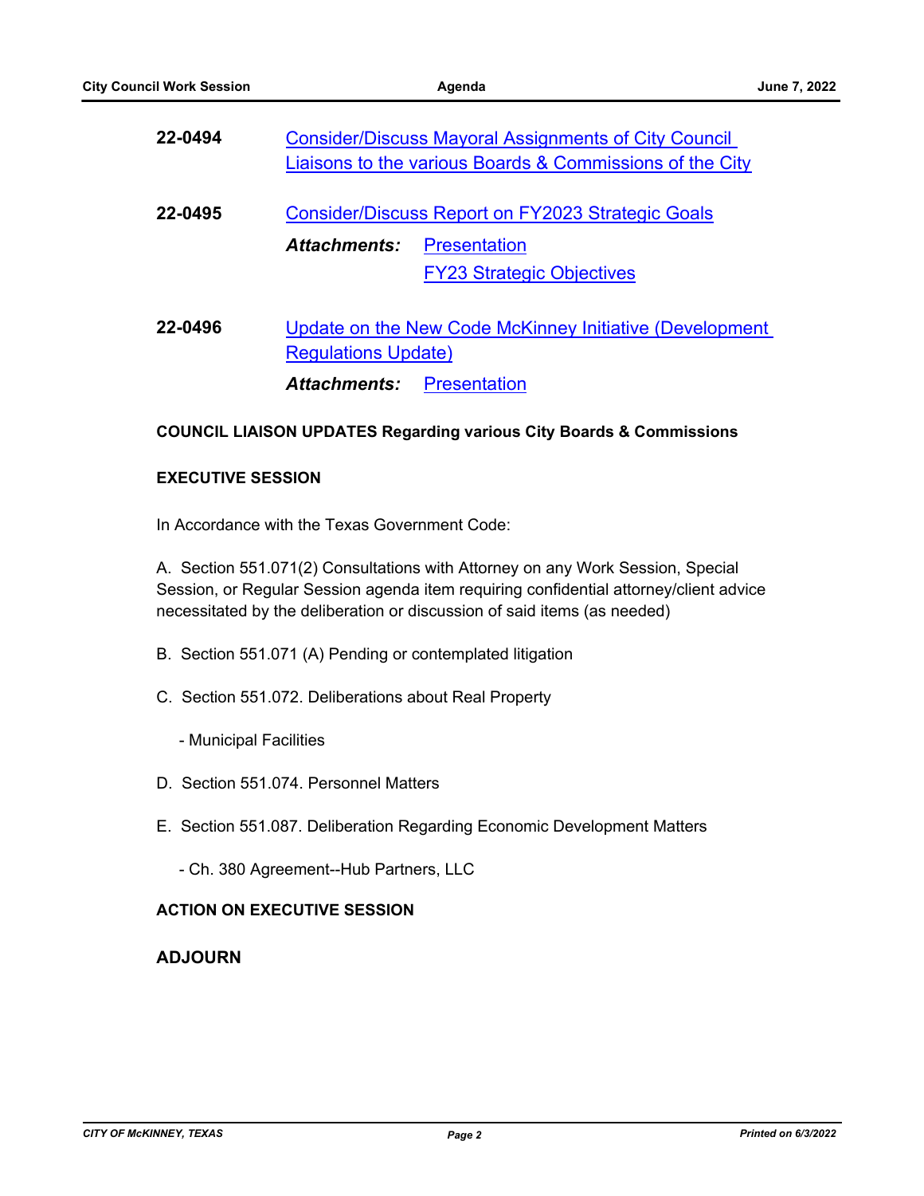**22-0494** Consider/Discuss Mayoral Assignments of City Council Liaisons to the various Boards & Commissions of the City

**22-0495** Consider/Discuss Report on FY2023 Strategic Goals

***Attachments:*** Presentation
FY23 Strategic Objectives

**22-0496** Update on the New Code McKinney Initiative (Development Regulations Update)

***Attachments:*** Presentation

**COUNCIL LIAISON UPDATES Regarding various City Boards & Commissions**

**EXECUTIVE SESSION**

In Accordance with the Texas Government Code:

A. Section 551.071(2) Consultations with Attorney on any Work Session, Special Session, or Regular Session agenda item requiring confidential attorney/client advice necessitated by the deliberation or discussion of said items (as needed)

B. Section 551.071 (A) Pending or contemplated litigation

C. Section 551.072. Deliberations about Real Property

- Municipal Facilities

D. Section 551.074. Personnel Matters

E. Section 551.087. Deliberation Regarding Economic Development Matters

- Ch. 380 Agreement--Hub Partners, LLC

**ACTION ON EXECUTIVE SESSION**

**ADJOURN**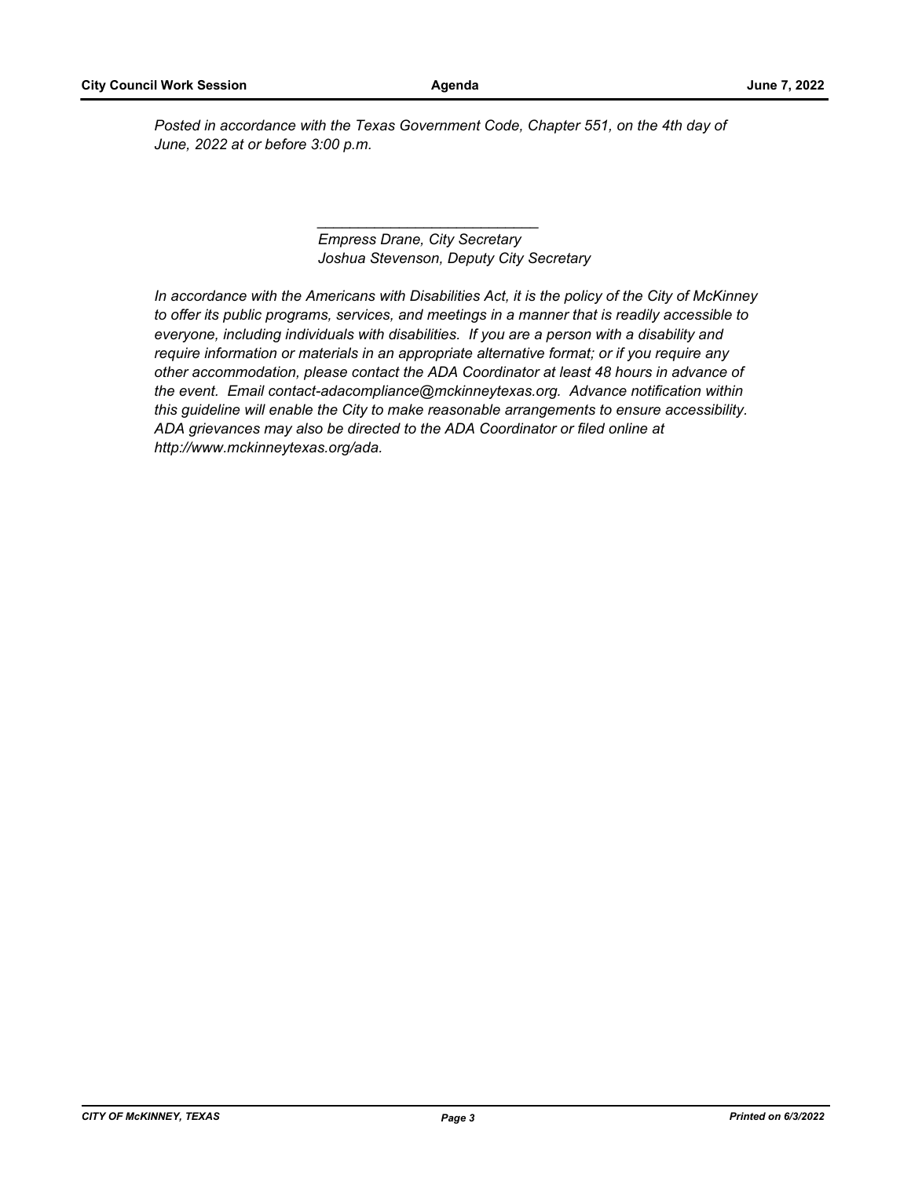*Posted in accordance with the Texas Government Code, Chapter 551, on the 4th day of June, 2022 at or before 3:00 p.m.*

___________________________

*Empress Drane, City Secretary*
*Joshua Stevenson, Deputy City Secretary*

*In accordance with the Americans with Disabilities Act, it is the policy of the City of McKinney to offer its public programs, services, and meetings in a manner that is readily accessible to everyone, including individuals with disabilities. If you are a person with a disability and require information or materials in an appropriate alternative format; or if you require any other accommodation, please contact the ADA Coordinator at least 48 hours in advance of the event. Email contact-adacompliance@mckinneytexas.org. Advance notification within this guideline will enable the City to make reasonable arrangements to ensure accessibility. ADA grievances may also be directed to the ADA Coordinator or filed online at http://www.mckinneytexas.org/ada.*